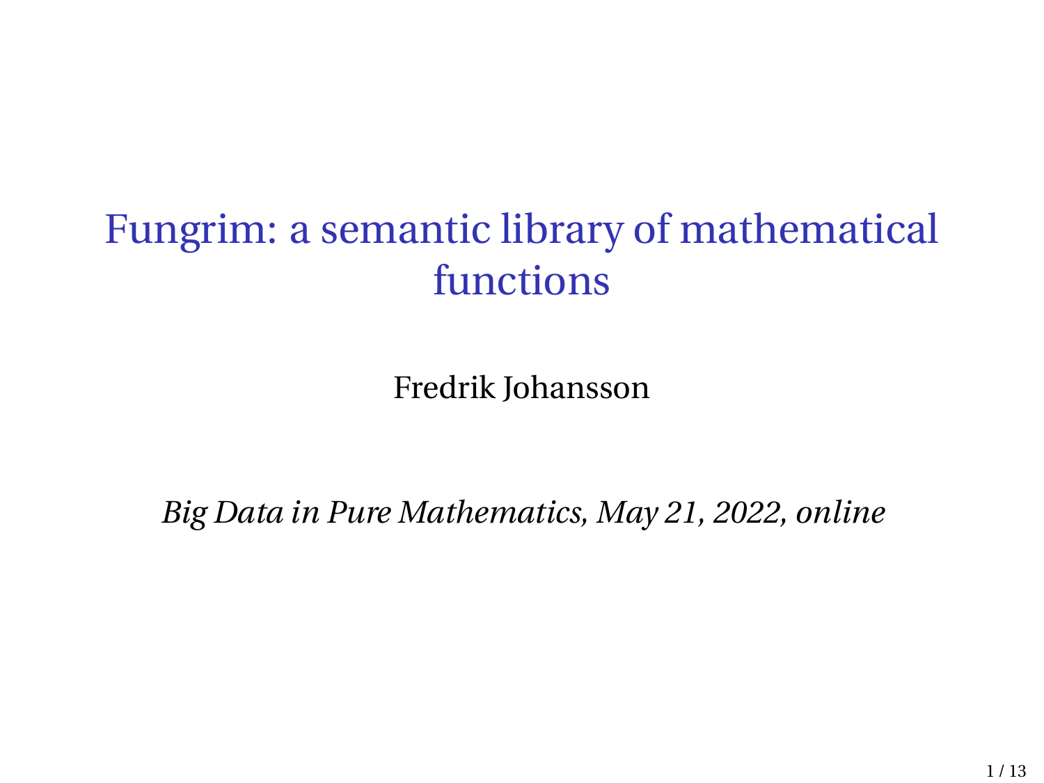# Fungrim: a semantic library of mathematical functions

Fredrik Johansson

*Big Data in Pure Mathematics, May 21, 2022, online*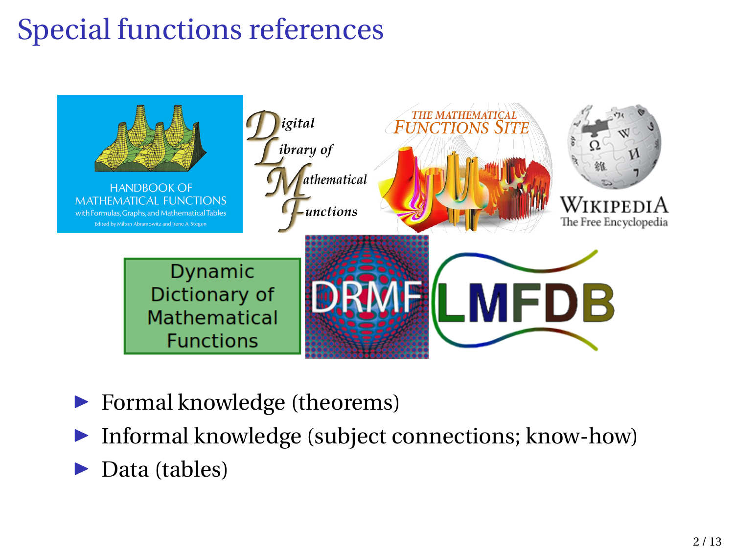# Special functions references

HANDBOOK OF MATHEMATICAL FUNCTIONS with Formulas, Graphs, and Mathematical Tables
Edited by Milton Abramowitz and Irene A. Stegun

Digital Library of Mathematical Functions

THE MATHEMATICAL FUNCTIONS SITE

WIKIPEDIA The Free Encyclopedia

Dynamic Dictionary of Mathematical Functions

DRMF

LMFDB

- Formal knowledge (theorems)
- Informal knowledge (subject connections; know-how)
- Data (tables)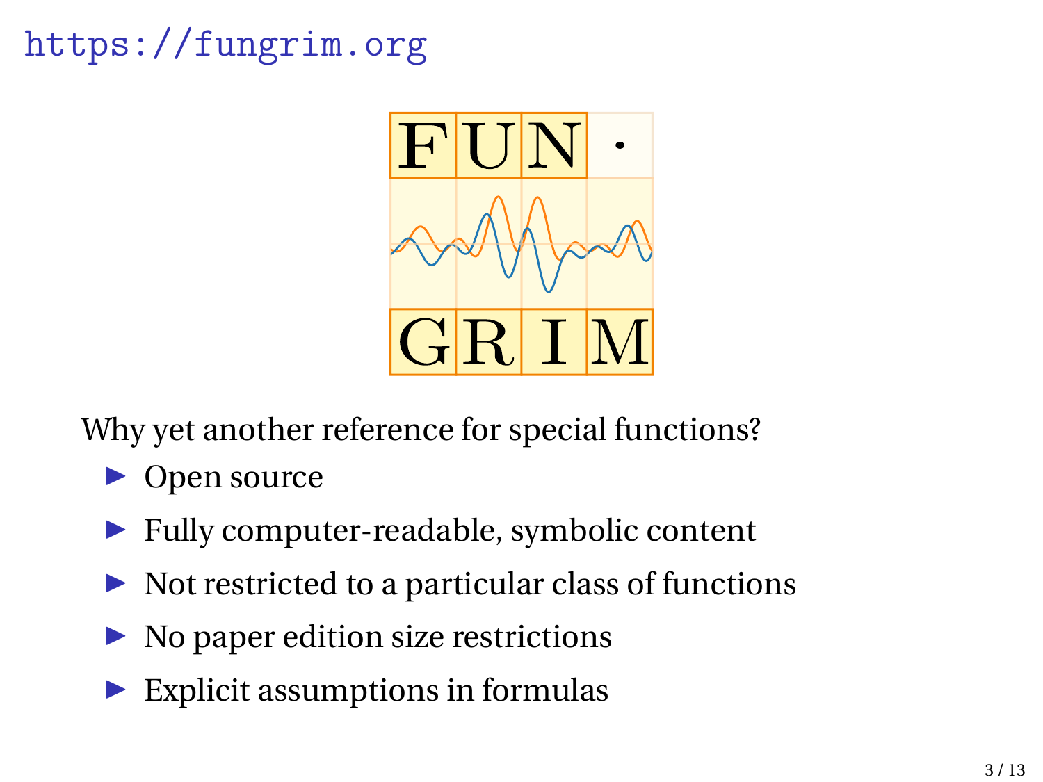# https://fungrim.org

FUN·GRIM

Why yet another reference for special functions?

- Open source
- Fully computer-readable, symbolic content
- Not restricted to a particular class of functions
- No paper edition size restrictions
- Explicit assumptions in formulas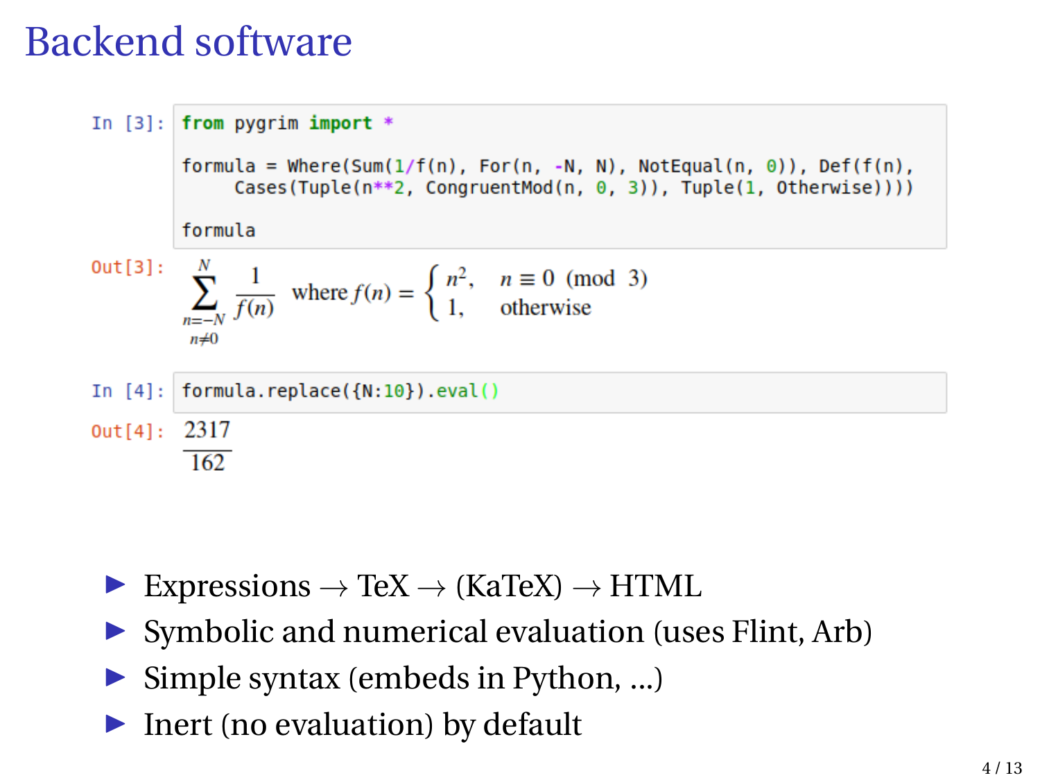# Backend software

```
In [3]: from pygrim import *

        formula = Where(Sum(1/f(n), For(n, -N, N), NotEqual(n, 0)), Def(f(n),
             Cases(Tuple(n**2, CongruentMod(n, 0, 3)), Tuple(1, Otherwise))))

        formula
```

Out[3]:

$$\sum_{\substack{n=-N\\ n\neq 0}}^{N} \frac{1}{f(n)} \quad \text{where } f(n) = \begin{cases} n^2, & n \equiv 0 \pmod{3} \\ 1, & \text{otherwise} \end{cases}$$

```
In [4]: formula.replace({N:10}).eval()
```

Out[4]:

$$\frac{2317}{162}$$

- Expressions $\to$ TeX $\to$ (KaTeX) $\to$ HTML
- Symbolic and numerical evaluation (uses Flint, Arb)
- Simple syntax (embeds in Python, ...)
- Inert (no evaluation) by default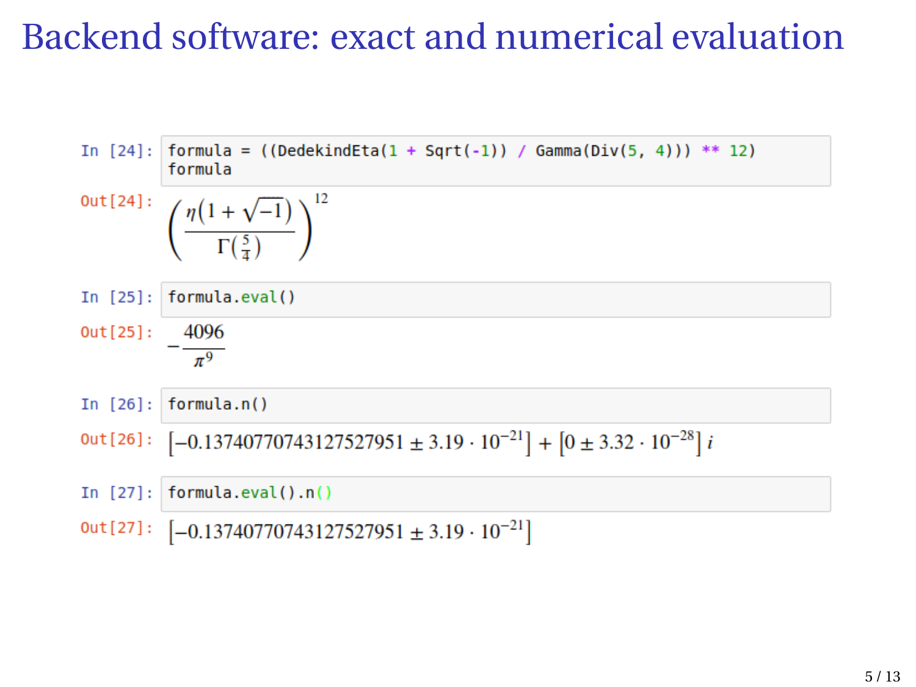# Backend software: exact and numerical evaluation

```
In [24]: formula = ((DedekindEta(1 + Sqrt(-1)) / Gamma(Div(5, 4))) ** 12)
         formula
```

Out[24]:

$$\left(\frac{\eta\left(1+\sqrt{-1}\right)}{\Gamma\left(\frac{5}{4}\right)}\right)^{12}$$

```
In [25]: formula.eval()
```

Out[25]:

$$-\frac{4096}{\pi^9}$$

```
In [26]: formula.n()
```

Out[26]:

$$[-0.13740770743127527951 \pm 3.19 \cdot 10^{-21}] + [0 \pm 3.32 \cdot 10^{-28}]\, i$$

```
In [27]: formula.eval().n()
```

Out[27]:

$$[-0.13740770743127527951 \pm 3.19 \cdot 10^{-21}]$$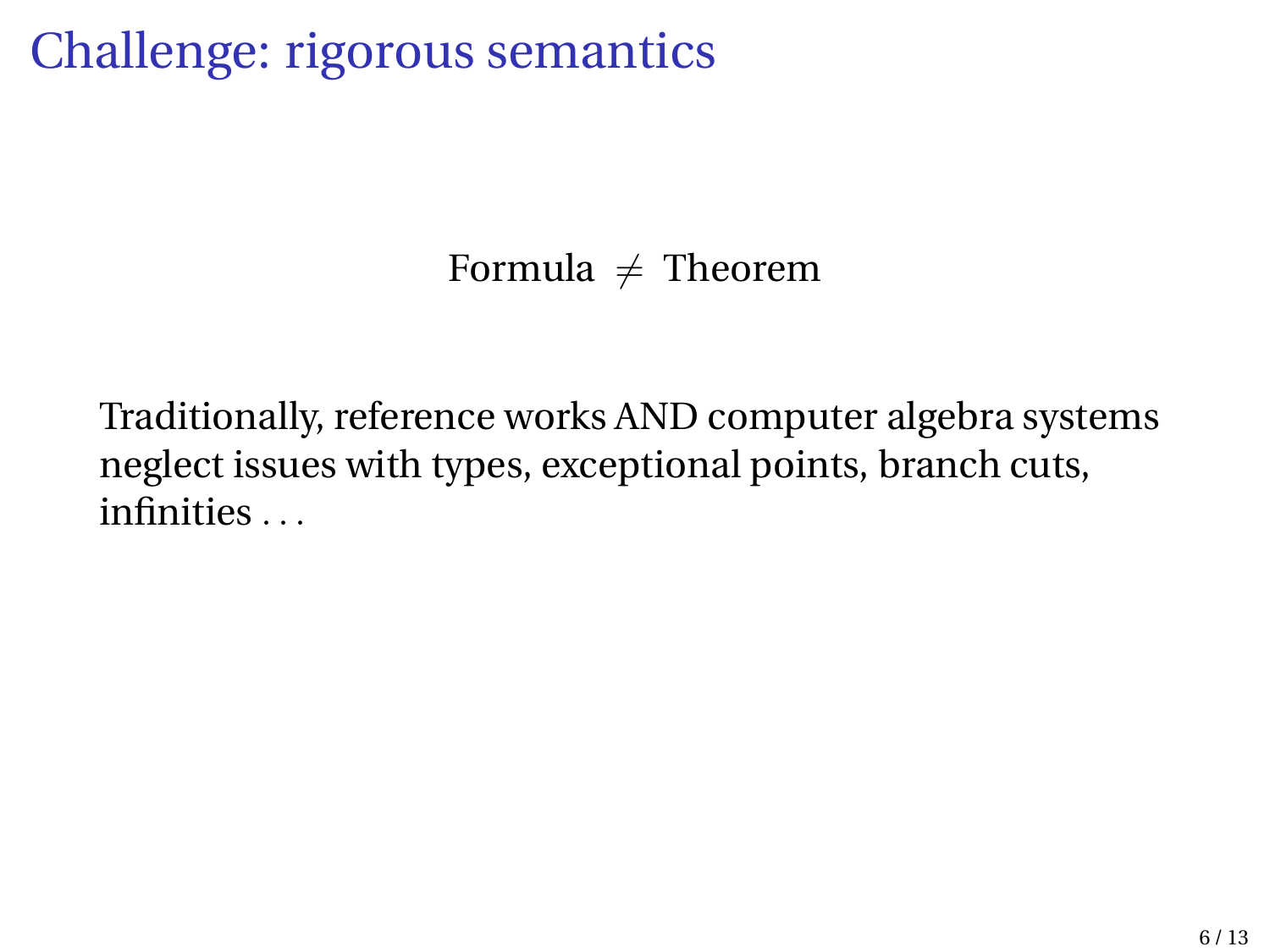# Challenge: rigorous semantics

Formula $\neq$ Theorem

Traditionally, reference works AND computer algebra systems neglect issues with types, exceptional points, branch cuts, infinities . . .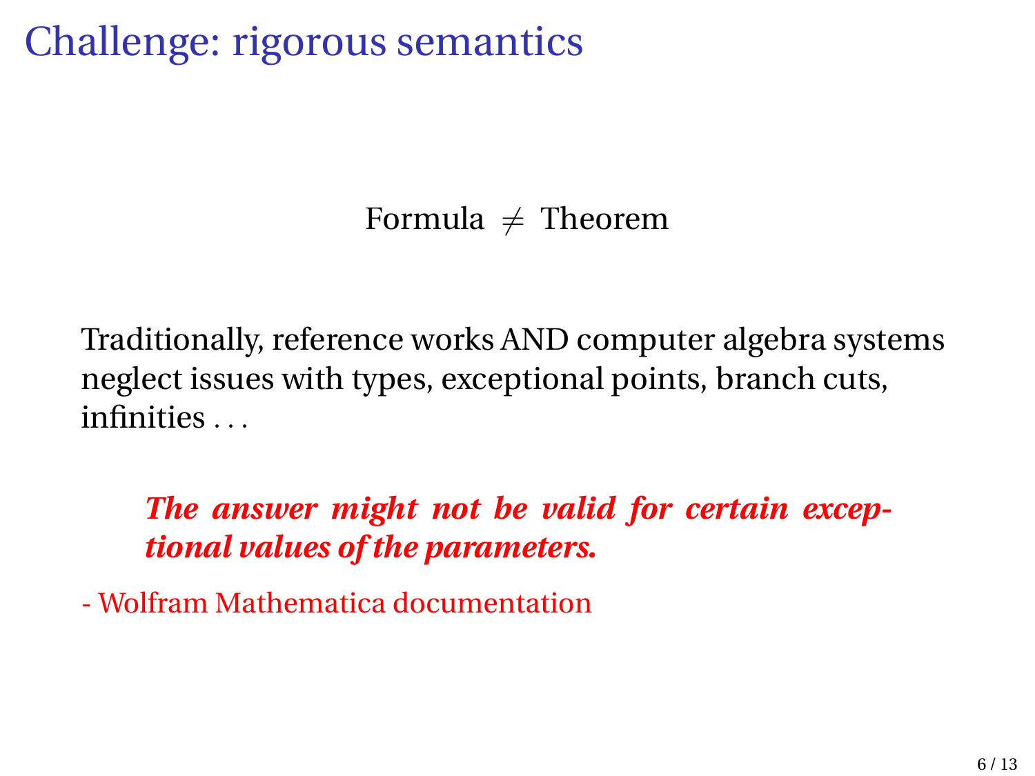# Challenge: rigorous semantics

$$\text{Formula} \neq \text{Theorem}$$

Traditionally, reference works AND computer algebra systems neglect issues with types, exceptional points, branch cuts, infinities . . .

> ***The answer might not be valid for certain exceptional values of the parameters.***

- Wolfram Mathematica documentation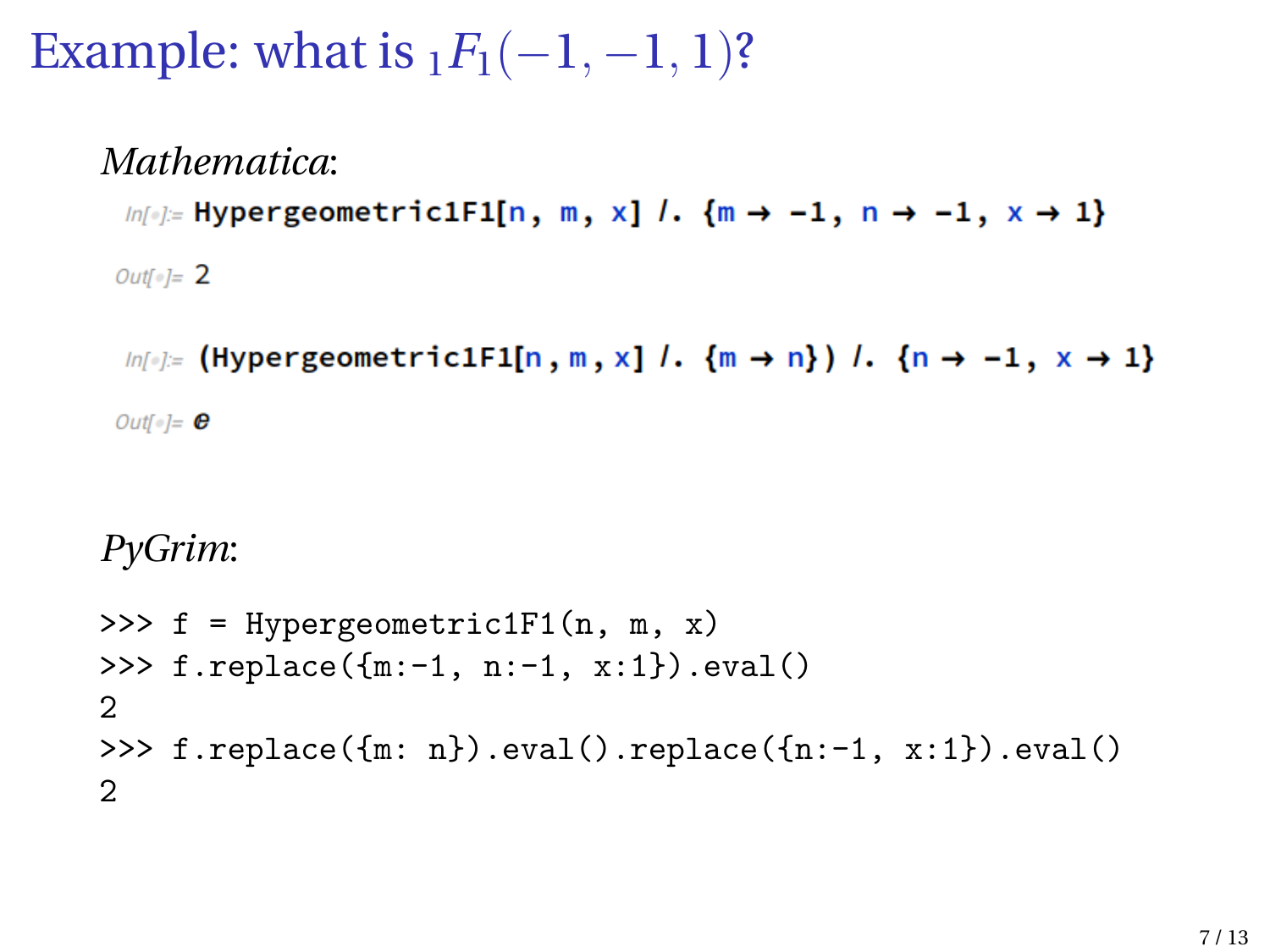# Example: what is ${}_1F_1(-1,-1,1)$?

*Mathematica*:

```
In[∘]:= Hypergeometric1F1[n, m, x] /. {m → -1, n → -1, x → 1}

Out[∘]= 2

In[∘]:= (Hypergeometric1F1[n, m, x] /. {m → n}) /. {n → -1, x → 1}

Out[∘]= e
```

*PyGrim*:

```
>>> f = Hypergeometric1F1(n, m, x)
>>> f.replace({m:-1, n:-1, x:1}).eval()
2
>>> f.replace({m: n}).eval().replace({n:-1, x:1}).eval()
2
```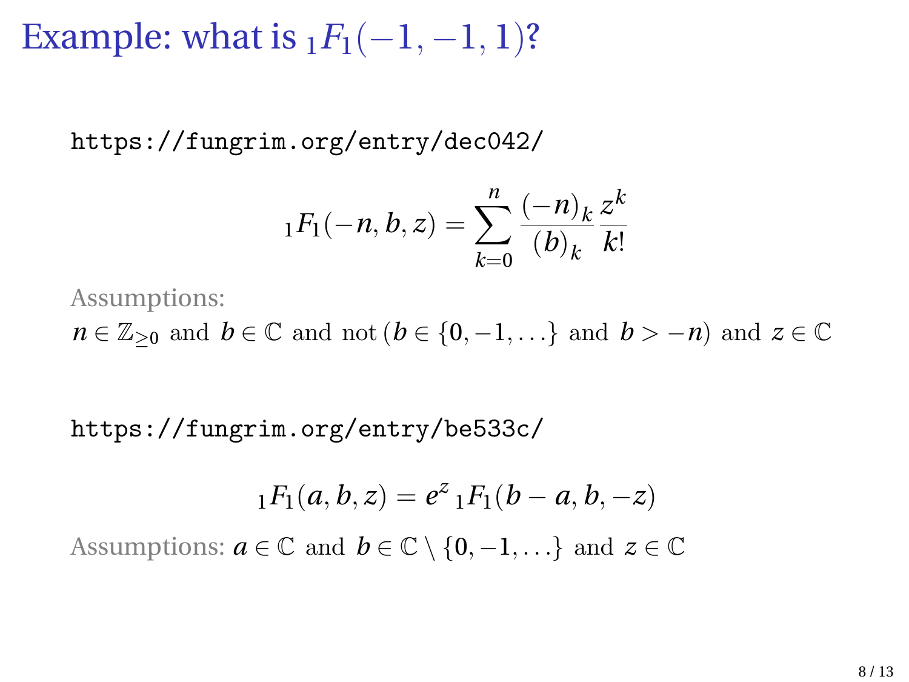# Example: what is ${}_1F_1(-1, -1, 1)$?

```
https://fungrim.org/entry/dec042/
```

$$
{}_1F_1(-n, b, z) = \sum_{k=0}^{n} \frac{(-n)_k}{(b)_k} \frac{z^k}{k!}
$$

Assumptions:

$n \in \mathbb{Z}_{\geq 0}$ and $b \in \mathbb{C}$ and not $(b \in \{0, -1, \ldots\}$ and $b > -n)$ and $z \in \mathbb{C}$

```
https://fungrim.org/entry/be533c/
```

$$
{}_1F_1(a, b, z) = e^z \, {}_1F_1(b - a, b, -z)
$$

Assumptions: $a \in \mathbb{C}$ and $b \in \mathbb{C} \setminus \{0, -1, \ldots\}$ and $z \in \mathbb{C}$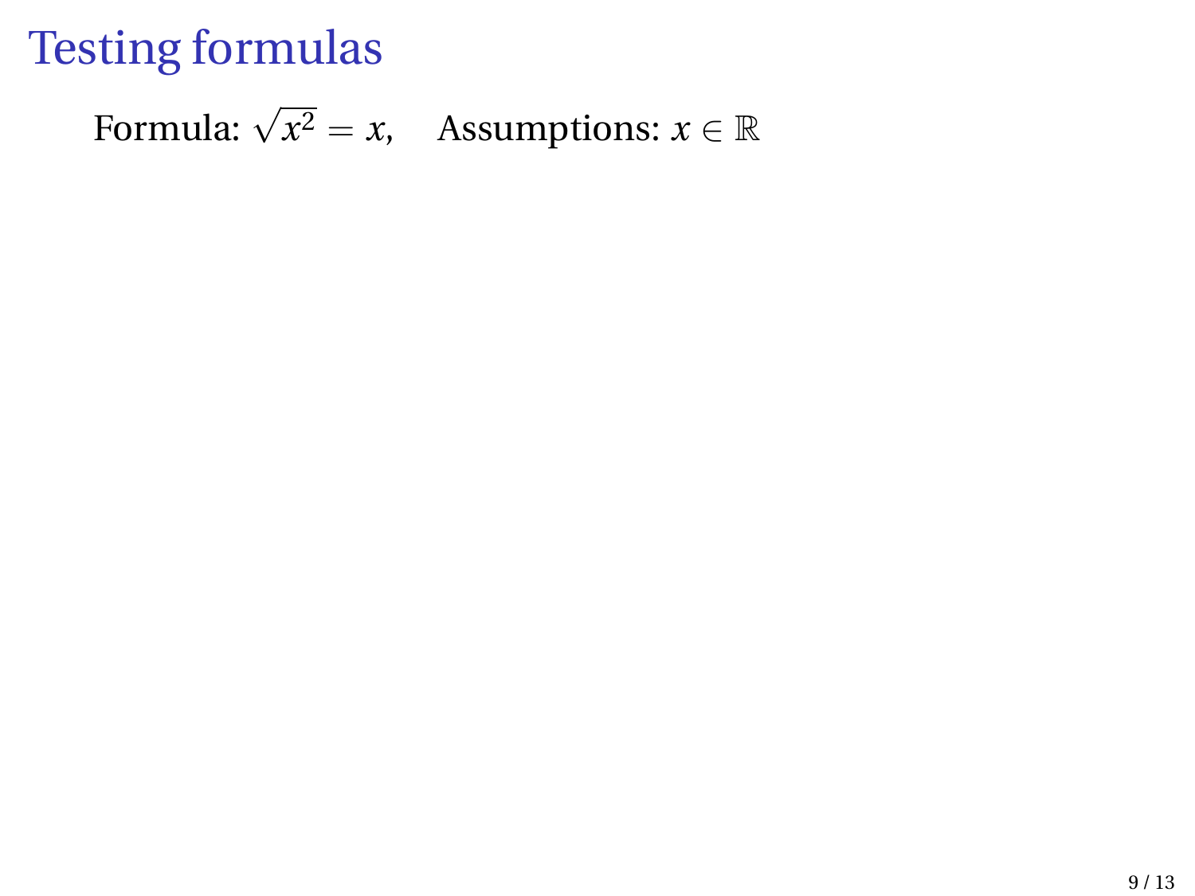# Testing formulas

Formula: $\sqrt{x^2} = x$, Assumptions: $x \in \mathbb{R}$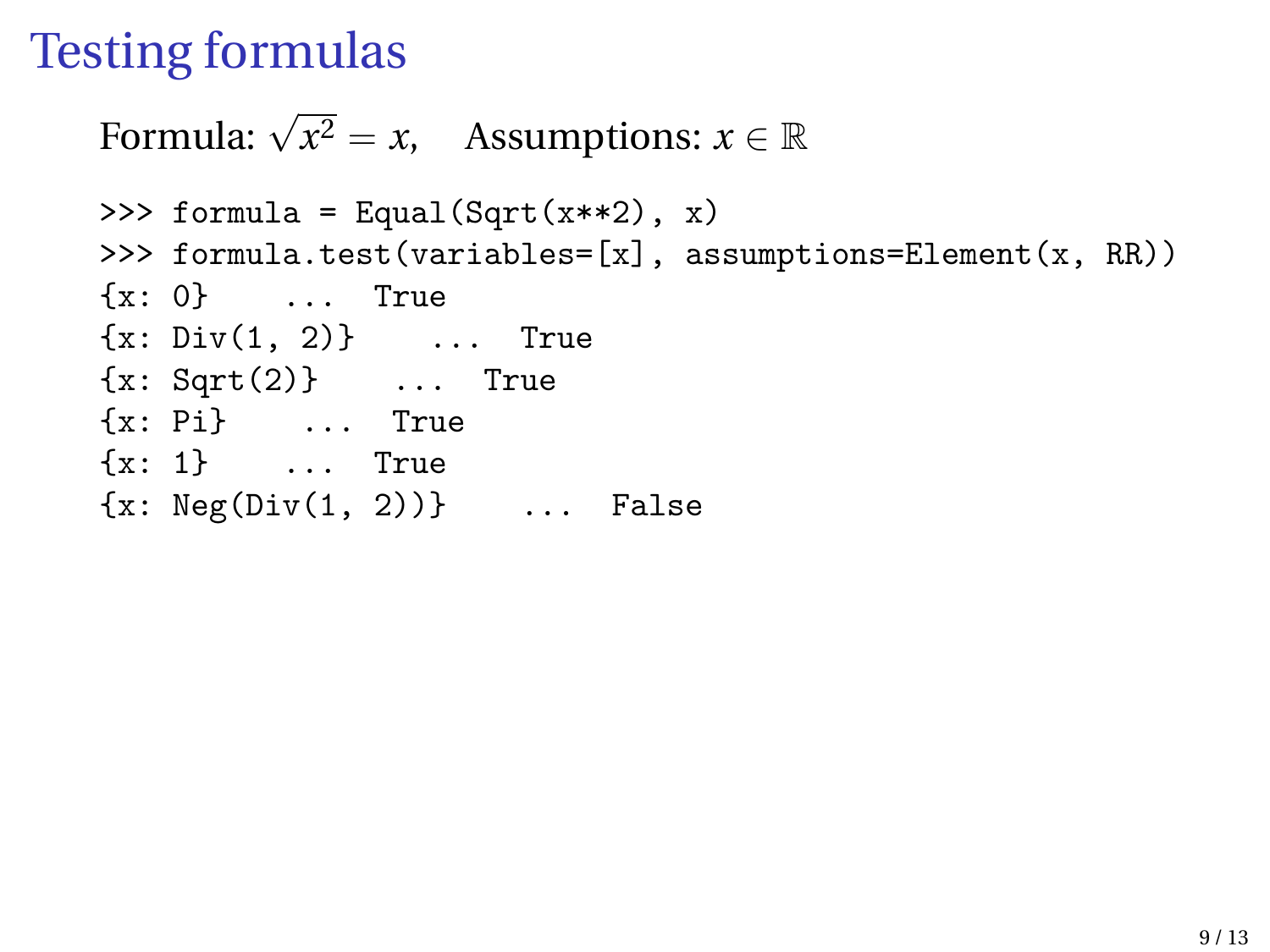# Testing formulas

Formula: $\sqrt{x^2} = x$, Assumptions: $x \in \mathbb{R}$

```
>>> formula = Equal(Sqrt(x**2), x)
>>> formula.test(variables=[x], assumptions=Element(x, RR))
{x: 0}    ...  True
{x: Div(1, 2)}    ...  True
{x: Sqrt(2)}    ...  True
{x: Pi}    ...  True
{x: 1}    ...  True
{x: Neg(Div(1, 2))}    ...  False
```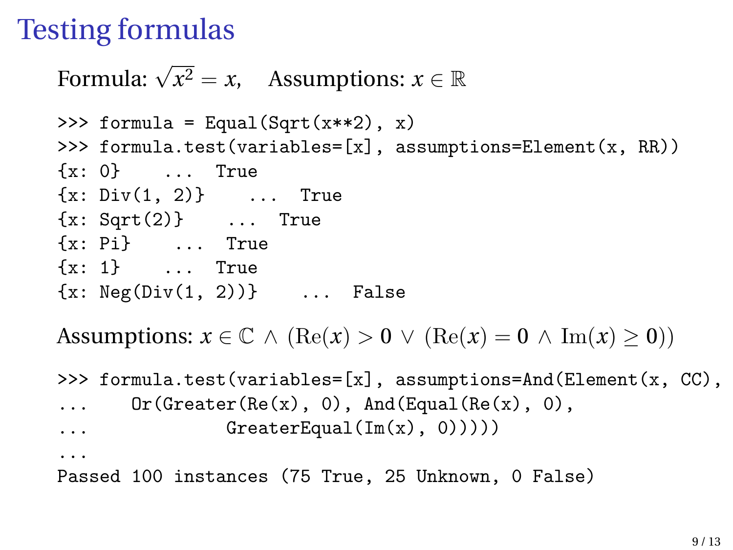# Testing formulas

Formula: $\sqrt{x^2} = x$, Assumptions: $x \in \mathbb{R}$

```
>>> formula = Equal(Sqrt(x**2), x)
>>> formula.test(variables=[x], assumptions=Element(x, RR))
{x: 0}    ...  True
{x: Div(1, 2)}    ...  True
{x: Sqrt(2)}    ...  True
{x: Pi}    ...  True
{x: 1}    ...  True
{x: Neg(Div(1, 2))}    ...  False
```

Assumptions: $x \in \mathbb{C} \wedge (\text{Re}(x) > \mathbf{0} \vee (\text{Re}(x) = \mathbf{0} \wedge \text{Im}(x) \geq \mathbf{0}))$

```
>>> formula.test(variables=[x], assumptions=And(Element(x, CC),
...     Or(Greater(Re(x), 0), And(Equal(Re(x), 0),
...                 GreaterEqual(Im(x), 0)))))
...
Passed 100 instances (75 True, 25 Unknown, 0 False)
```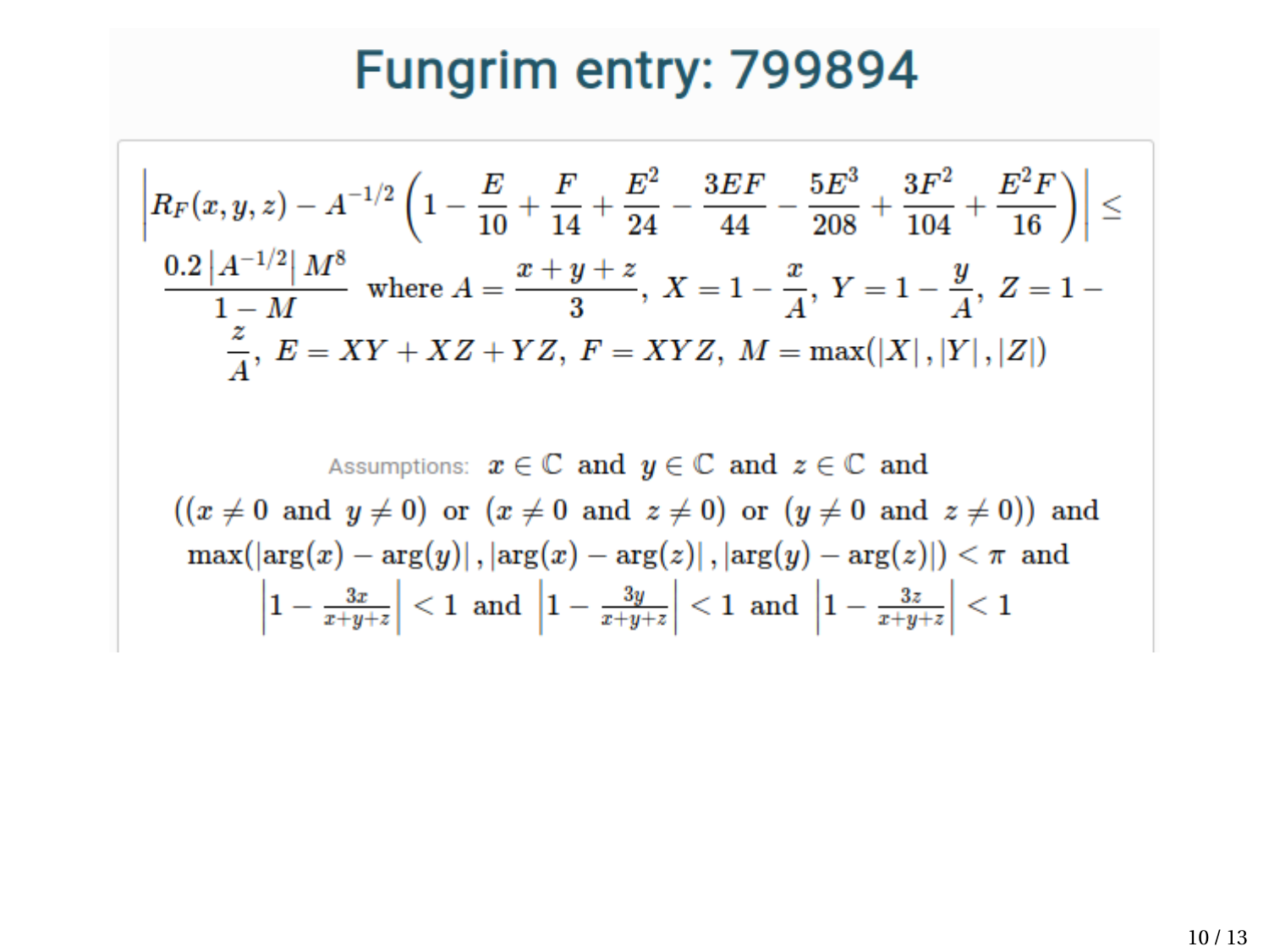# Fungrim entry: 799894

$$\left|R_F(x, y, z) - A^{-1/2}\left(1 - \frac{E}{10} + \frac{F}{14} + \frac{E^2}{24} - \frac{3EF}{44} - \frac{5E^3}{208} + \frac{3F^2}{104} + \frac{E^2F}{16}\right)\right| \le \frac{0.2\left|A^{-1/2}\right| M^8}{1 - M} \text{ where } A = \frac{x+y+z}{3},\; X = 1 - \frac{x}{A},\; Y = 1 - \frac{y}{A},\; Z = 1 - \frac{z}{A},\; E = XY + XZ + YZ,\; F = XYZ,\; M = \max(|X|, |Y|, |Z|)$$

Assumptions: $x \in \mathbb{C}$ and $y \in \mathbb{C}$ and $z \in \mathbb{C}$ and $((x \ne 0 \text{ and } y \ne 0) \text{ or } (x \ne 0 \text{ and } z \ne 0) \text{ or } (y \ne 0 \text{ and } z \ne 0))$ and $\max(|\arg(x) - \arg(y)|, |\arg(x) - \arg(z)|, |\arg(y) - \arg(z)|) < \pi$ and $\left|1 - \frac{3x}{x+y+z}\right| < 1$ and $\left|1 - \frac{3y}{x+y+z}\right| < 1$ and $\left|1 - \frac{3z}{x+y+z}\right| < 1$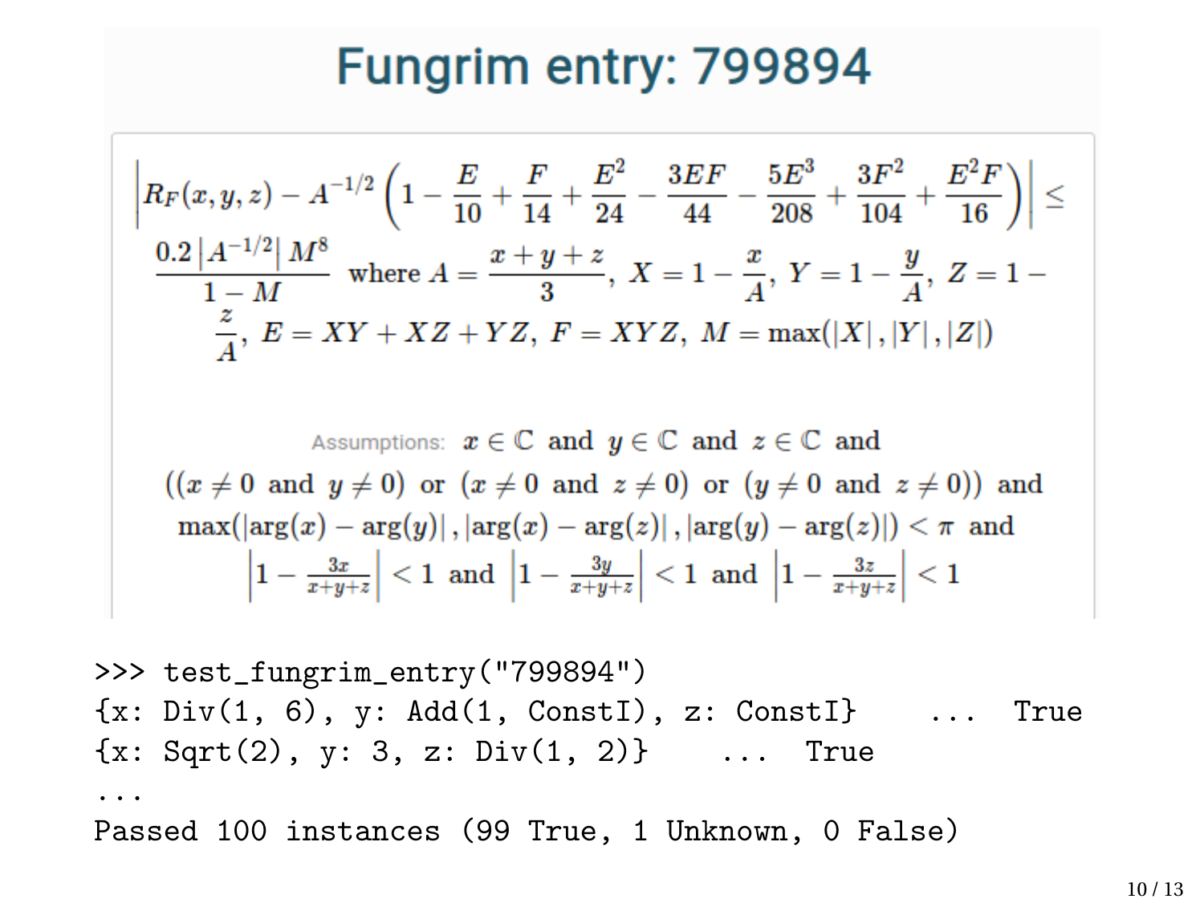# Fungrim entry: 799894

$$\left|R_F(x,y,z) - A^{-1/2}\left(1 - \frac{E}{10} + \frac{F}{14} + \frac{E^2}{24} - \frac{3EF}{44} - \frac{5E^3}{208} + \frac{3F^2}{104} + \frac{E^2F}{16}\right)\right| \le \frac{0.2\left|A^{-1/2}\right| M^8}{1-M} \text{ where } A = \frac{x+y+z}{3},\ X = 1 - \frac{x}{A},\ Y = 1 - \frac{y}{A},\ Z = 1 - \frac{z}{A},\ E = XY + XZ + YZ,\ F = XYZ,\ M = \max(|X|,|Y|,|Z|)$$

Assumptions: $x \in \mathbb{C}$ and $y \in \mathbb{C}$ and $z \in \mathbb{C}$ and $((x \neq 0 \text{ and } y \neq 0) \text{ or } (x \neq 0 \text{ and } z \neq 0) \text{ or } (y \neq 0 \text{ and } z \neq 0))$ and $\max(|\arg(x) - \arg(y)|, |\arg(x) - \arg(z)|, |\arg(y) - \arg(z)|) < \pi$ and $\left|1 - \frac{3x}{x+y+z}\right| < 1$ and $\left|1 - \frac{3y}{x+y+z}\right| < 1$ and $\left|1 - \frac{3z}{x+y+z}\right| < 1$

```
>>> test_fungrim_entry("799894")
{x: Div(1, 6), y: Add(1, ConstI), z: ConstI}    ...  True
{x: Sqrt(2), y: 3, z: Div(1, 2)}    ...  True
...
Passed 100 instances (99 True, 1 Unknown, 0 False)
```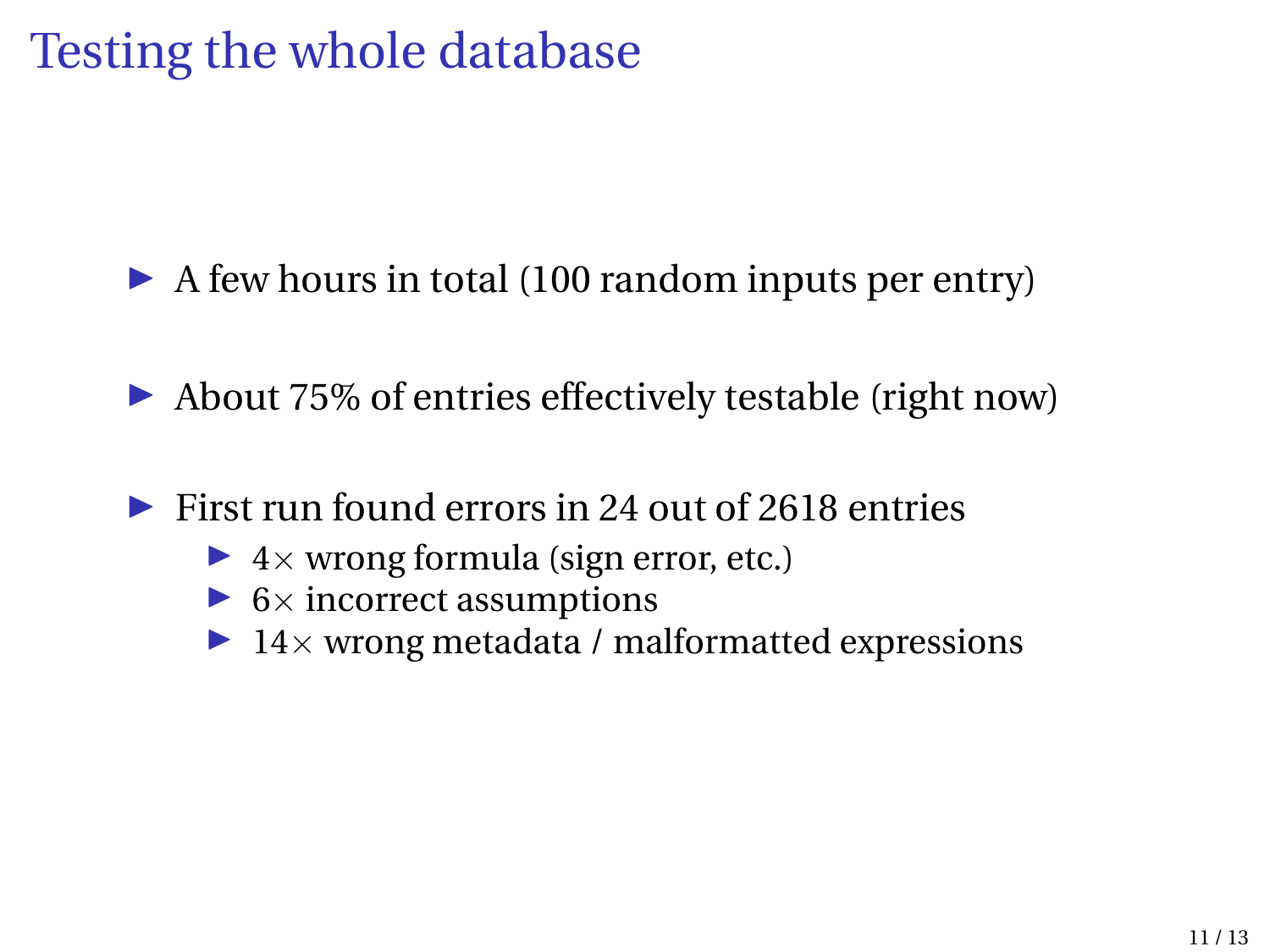# Testing the whole database

- A few hours in total (100 random inputs per entry)
- About 75% of entries effectively testable (right now)
- First run found errors in 24 out of 2618 entries
  - $4\times$ wrong formula (sign error, etc.)
  - $6\times$ incorrect assumptions
  - $14\times$ wrong metadata / malformatted expressions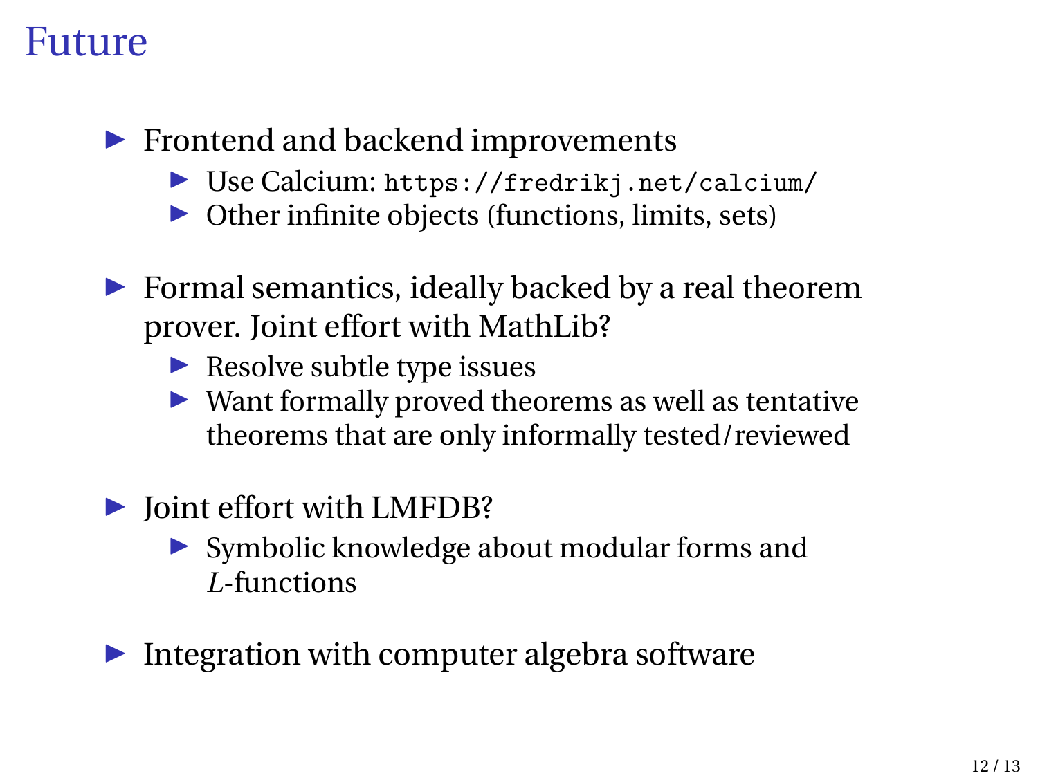# Future

- Frontend and backend improvements
  - Use Calcium: `https://fredrikj.net/calcium/`
  - Other infinite objects (functions, limits, sets)
- Formal semantics, ideally backed by a real theorem prover. Joint effort with MathLib?
  - Resolve subtle type issues
  - Want formally proved theorems as well as tentative theorems that are only informally tested/reviewed
- Joint effort with LMFDB?
  - Symbolic knowledge about modular forms and $L$-functions
- Integration with computer algebra software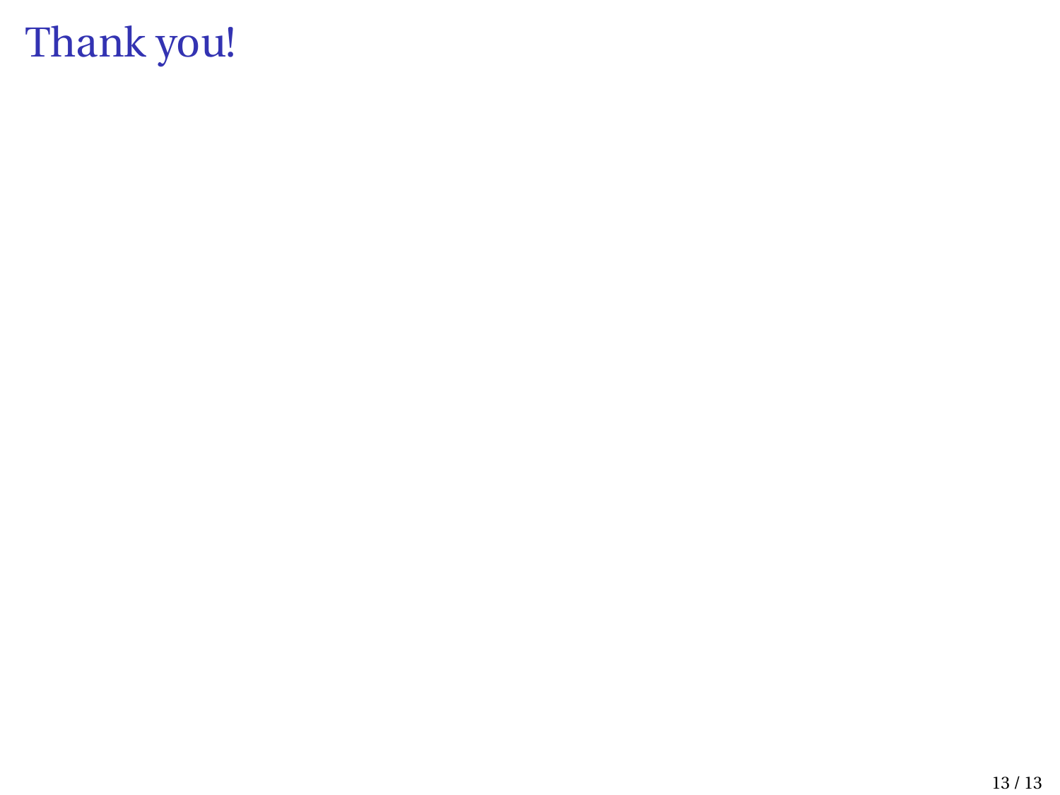# Thank you!